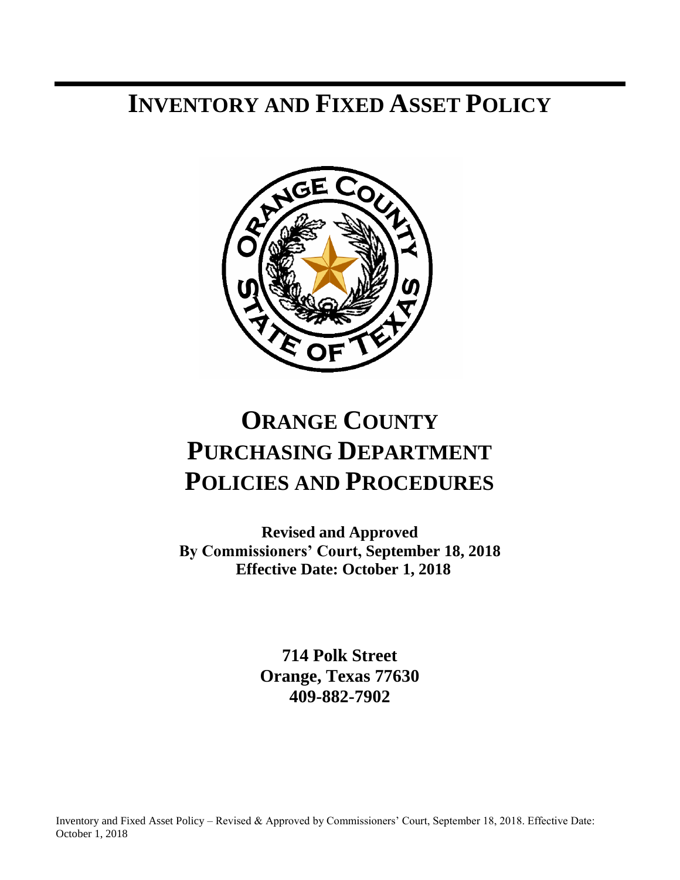# INVENTORY AND FIXED ASSET POLICY

# ORANGE COUNTY PURCHASING DEPARTMENT POLICIES AND PROCEDURES

**Revised and Approved**
**By Commissioners' Court, September 18, 2018**
**Effective Date: October 1, 2018**

**714 Polk Street**
**Orange, Texas 77630**
**409-882-7902**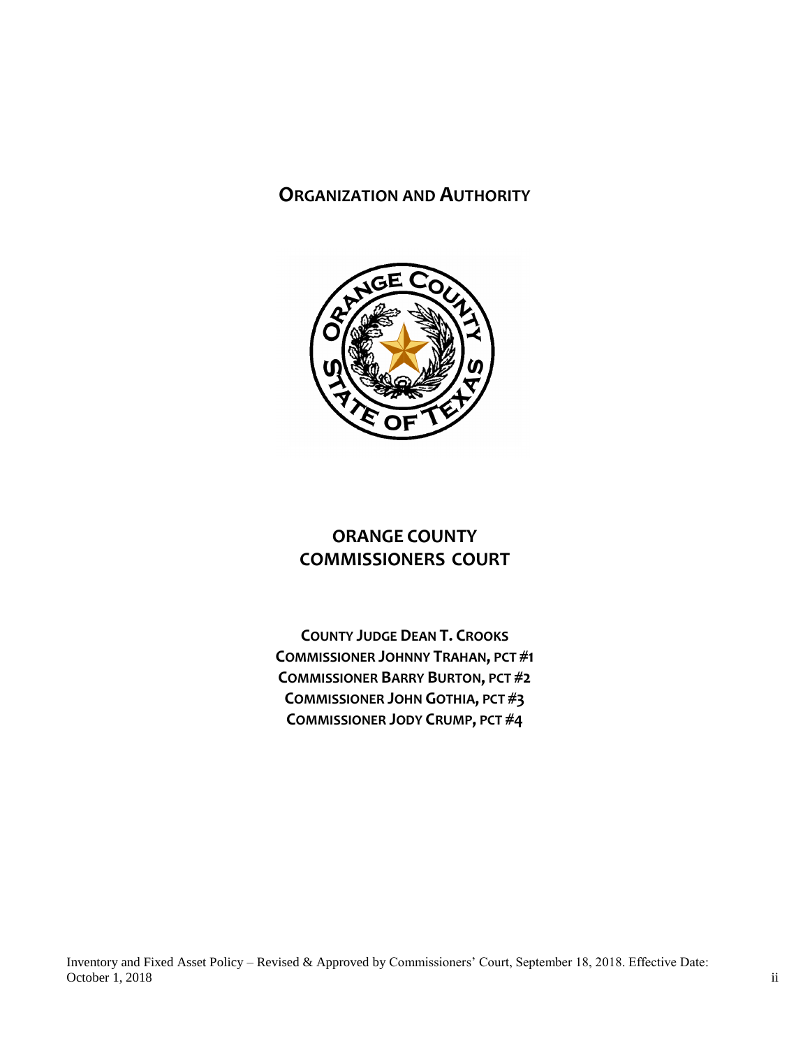# ORGANIZATION AND AUTHORITY

## ORANGE COUNTY COMMISSIONERS COURT

**COUNTY JUDGE DEAN T. CROOKS**
**COMMISSIONER JOHNNY TRAHAN, PCT #1**
**COMMISSIONER BARRY BURTON, PCT #2**
**COMMISSIONER JOHN GOTHIA, PCT #3**
**COMMISSIONER JODY CRUMP, PCT #4**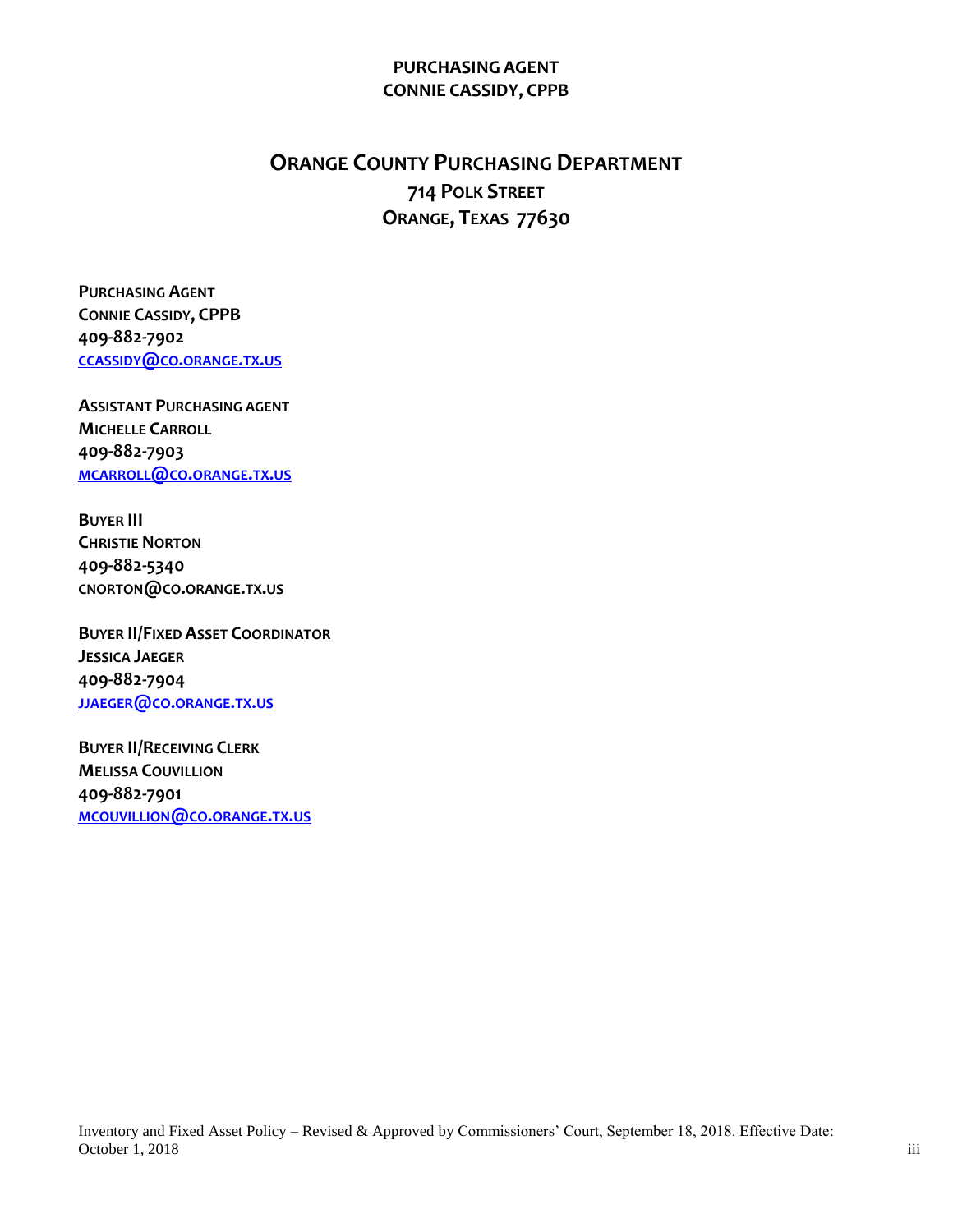**PURCHASING AGENT**
**CONNIE CASSIDY, CPPB**

# ORANGE COUNTY PURCHASING DEPARTMENT

**714 POLK STREET**
**ORANGE, TEXAS 77630**

**PURCHASING AGENT**
**CONNIE CASSIDY, CPPB**
**409-882-7902**
**CCASSIDY@CO.ORANGE.TX.US**

**ASSISTANT PURCHASING AGENT**
**MICHELLE CARROLL**
**409-882-7903**
**MCARROLL@CO.ORANGE.TX.US**

**BUYER III**
**CHRISTIE NORTON**
**409-882-5340**
**CNORTON@CO.ORANGE.TX.US**

**BUYER II/FIXED ASSET COORDINATOR**
**JESSICA JAEGER**
**409-882-7904**
**JJAEGER@CO.ORANGE.TX.US**

**BUYER II/RECEIVING CLERK**
**MELISSA COUVILLION**
**409-882-7901**
**MCOUVILLION@CO.ORANGE.TX.US**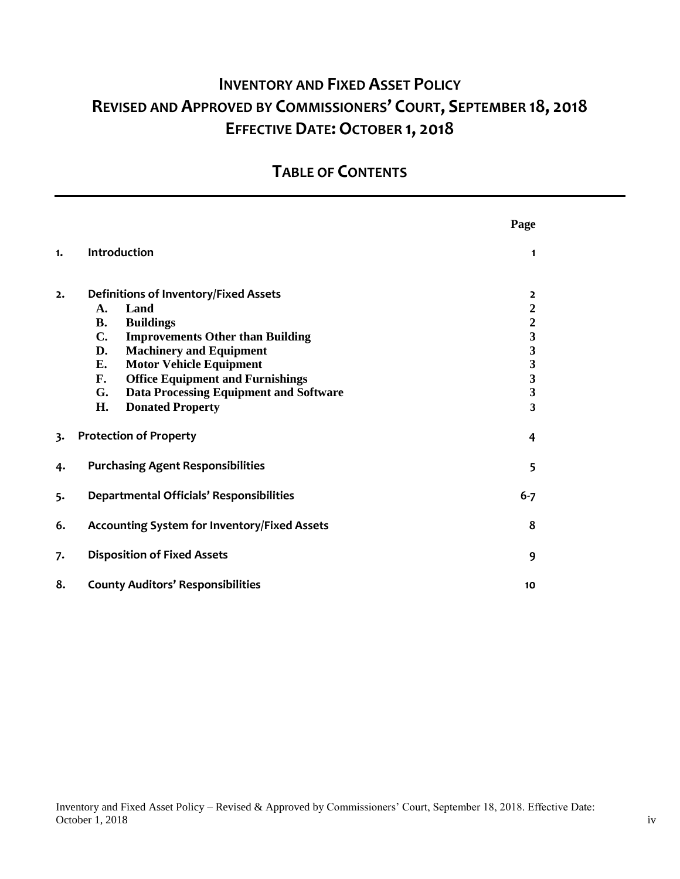# Inventory and Fixed Asset Policy
# Revised and Approved by Commissioners' Court, September 18, 2018
# Effective Date: October 1, 2018

## Table of Contents

| | | Page |
|---|---|---|
| 1. | Introduction | 1 |
| 2. | Definitions of Inventory/Fixed Assets | 2 |
| | **A. Land** | **2** |
| | **B. Buildings** | **2** |
| | **C. Improvements Other than Building** | **3** |
| | **D. Machinery and Equipment** | **3** |
| | **E. Motor Vehicle Equipment** | **3** |
| | **F. Office Equipment and Furnishings** | **3** |
| | **G. Data Processing Equipment and Software** | **3** |
| | **H. Donated Property** | **3** |
| 3. | Protection of Property | 4 |
| 4. | Purchasing Agent Responsibilities | 5 |
| 5. | Departmental Officials' Responsibilities | 6-7 |
| 6. | Accounting System for Inventory/Fixed Assets | 8 |
| 7. | Disposition of Fixed Assets | 9 |
| 8. | County Auditors' Responsibilities | 10 |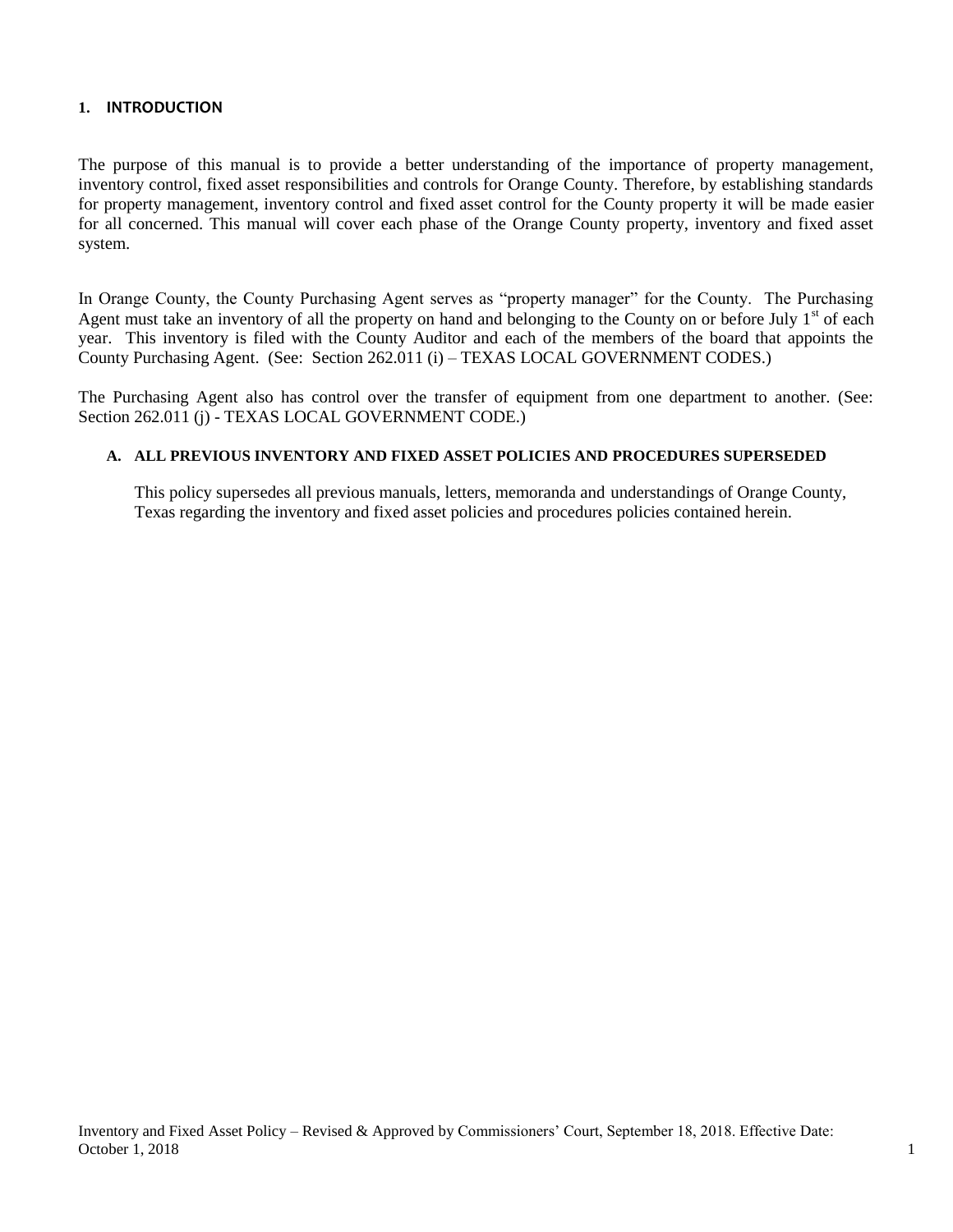## 1. INTRODUCTION

The purpose of this manual is to provide a better understanding of the importance of property management, inventory control, fixed asset responsibilities and controls for Orange County. Therefore, by establishing standards for property management, inventory control and fixed asset control for the County property it will be made easier for all concerned. This manual will cover each phase of the Orange County property, inventory and fixed asset system.

In Orange County, the County Purchasing Agent serves as "property manager" for the County. The Purchasing Agent must take an inventory of all the property on hand and belonging to the County on or before July 1st of each year. This inventory is filed with the County Auditor and each of the members of the board that appoints the County Purchasing Agent. (See: Section 262.011 (i) – TEXAS LOCAL GOVERNMENT CODES.)

The Purchasing Agent also has control over the transfer of equipment from one department to another. (See: Section 262.011 (j) - TEXAS LOCAL GOVERNMENT CODE.)

### A. ALL PREVIOUS INVENTORY AND FIXED ASSET POLICIES AND PROCEDURES SUPERSEDED

This policy supersedes all previous manuals, letters, memoranda and understandings of Orange County, Texas regarding the inventory and fixed asset policies and procedures policies contained herein.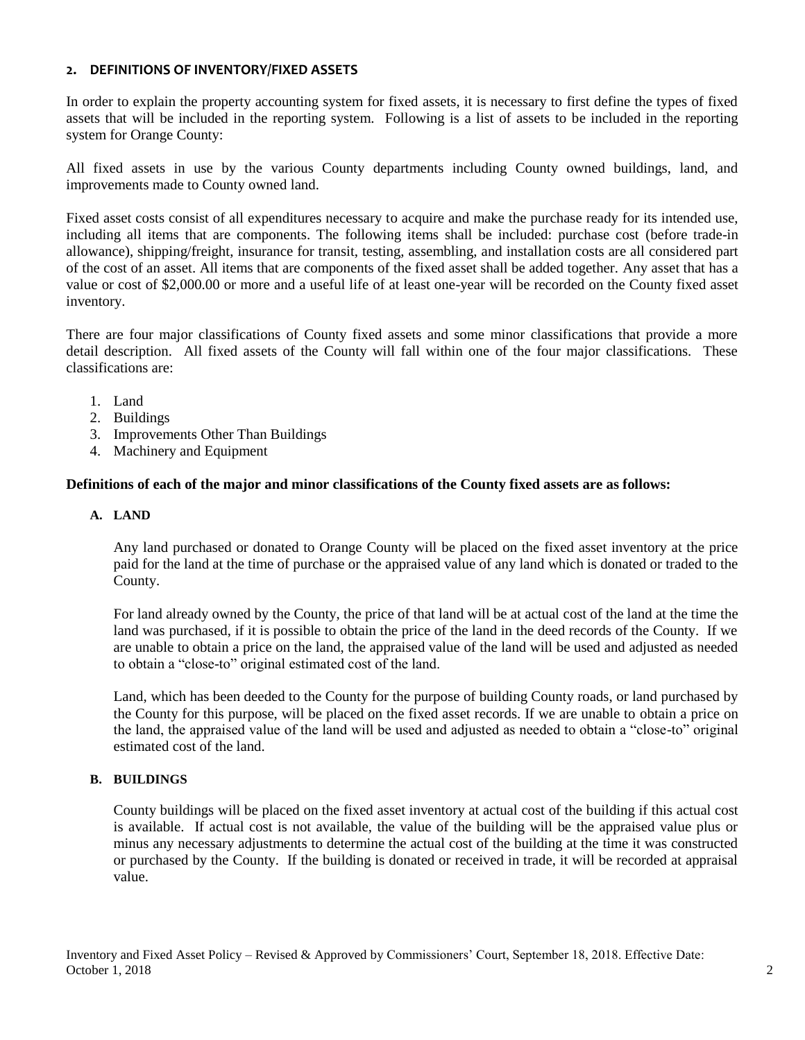## 2. DEFINITIONS OF INVENTORY/FIXED ASSETS

In order to explain the property accounting system for fixed assets, it is necessary to first define the types of fixed assets that will be included in the reporting system. Following is a list of assets to be included in the reporting system for Orange County:

All fixed assets in use by the various County departments including County owned buildings, land, and improvements made to County owned land.

Fixed asset costs consist of all expenditures necessary to acquire and make the purchase ready for its intended use, including all items that are components. The following items shall be included: purchase cost (before trade-in allowance), shipping/freight, insurance for transit, testing, assembling, and installation costs are all considered part of the cost of an asset. All items that are components of the fixed asset shall be added together. Any asset that has a value or cost of $2,000.00 or more and a useful life of at least one-year will be recorded on the County fixed asset inventory.

There are four major classifications of County fixed assets and some minor classifications that provide a more detail description. All fixed assets of the County will fall within one of the four major classifications. These classifications are:

1. Land
2. Buildings
3. Improvements Other Than Buildings
4. Machinery and Equipment

**Definitions of each of the major and minor classifications of the County fixed assets are as follows:**

### A. LAND

Any land purchased or donated to Orange County will be placed on the fixed asset inventory at the price paid for the land at the time of purchase or the appraised value of any land which is donated or traded to the County.

For land already owned by the County, the price of that land will be at actual cost of the land at the time the land was purchased, if it is possible to obtain the price of the land in the deed records of the County. If we are unable to obtain a price on the land, the appraised value of the land will be used and adjusted as needed to obtain a "close-to" original estimated cost of the land.

Land, which has been deeded to the County for the purpose of building County roads, or land purchased by the County for this purpose, will be placed on the fixed asset records. If we are unable to obtain a price on the land, the appraised value of the land will be used and adjusted as needed to obtain a "close-to" original estimated cost of the land.

### B. BUILDINGS

County buildings will be placed on the fixed asset inventory at actual cost of the building if this actual cost is available. If actual cost is not available, the value of the building will be the appraised value plus or minus any necessary adjustments to determine the actual cost of the building at the time it was constructed or purchased by the County. If the building is donated or received in trade, it will be recorded at appraisal value.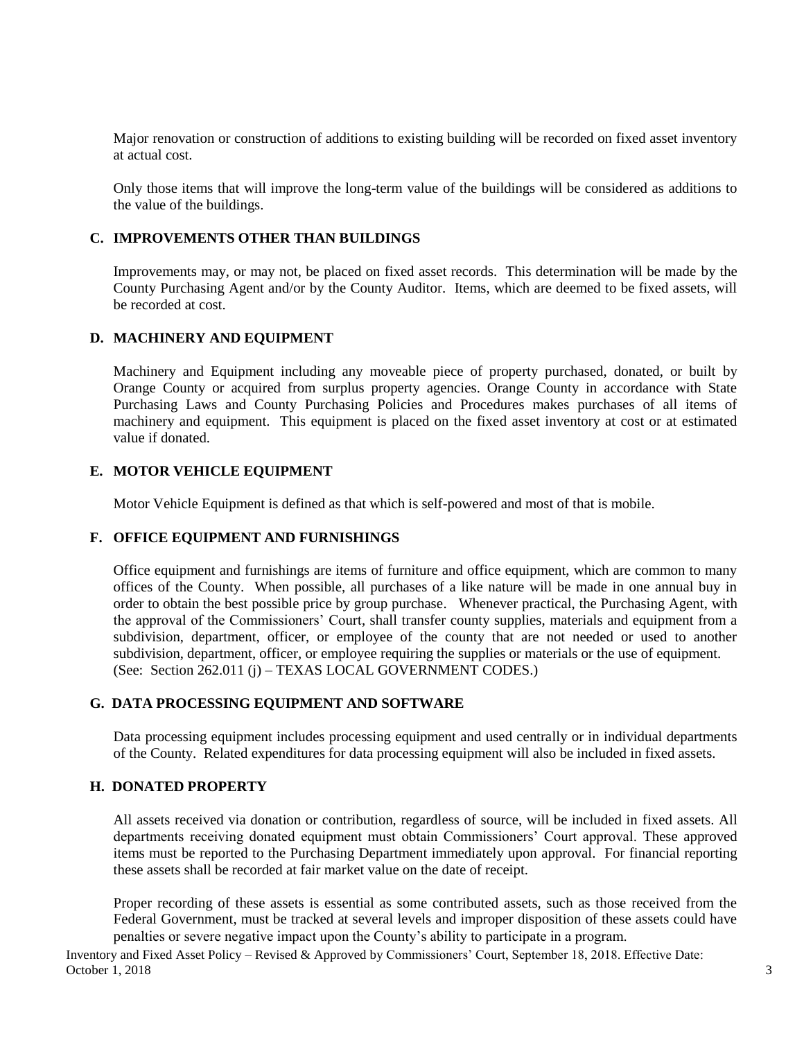Major renovation or construction of additions to existing building will be recorded on fixed asset inventory at actual cost.

Only those items that will improve the long-term value of the buildings will be considered as additions to the value of the buildings.

### C. IMPROVEMENTS OTHER THAN BUILDINGS

Improvements may, or may not, be placed on fixed asset records. This determination will be made by the County Purchasing Agent and/or by the County Auditor. Items, which are deemed to be fixed assets, will be recorded at cost.

### D. MACHINERY AND EQUIPMENT

Machinery and Equipment including any moveable piece of property purchased, donated, or built by Orange County or acquired from surplus property agencies. Orange County in accordance with State Purchasing Laws and County Purchasing Policies and Procedures makes purchases of all items of machinery and equipment. This equipment is placed on the fixed asset inventory at cost or at estimated value if donated.

### E. MOTOR VEHICLE EQUIPMENT

Motor Vehicle Equipment is defined as that which is self-powered and most of that is mobile.

### F. OFFICE EQUIPMENT AND FURNISHINGS

Office equipment and furnishings are items of furniture and office equipment, which are common to many offices of the County. When possible, all purchases of a like nature will be made in one annual buy in order to obtain the best possible price by group purchase. Whenever practical, the Purchasing Agent, with the approval of the Commissioners' Court, shall transfer county supplies, materials and equipment from a subdivision, department, officer, or employee of the county that are not needed or used to another subdivision, department, officer, or employee requiring the supplies or materials or the use of equipment. (See: Section 262.011 (j) – TEXAS LOCAL GOVERNMENT CODES.)

### G. DATA PROCESSING EQUIPMENT AND SOFTWARE

Data processing equipment includes processing equipment and used centrally or in individual departments of the County. Related expenditures for data processing equipment will also be included in fixed assets.

### H. DONATED PROPERTY

All assets received via donation or contribution, regardless of source, will be included in fixed assets. All departments receiving donated equipment must obtain Commissioners' Court approval. These approved items must be reported to the Purchasing Department immediately upon approval. For financial reporting these assets shall be recorded at fair market value on the date of receipt.

Proper recording of these assets is essential as some contributed assets, such as those received from the Federal Government, must be tracked at several levels and improper disposition of these assets could have penalties or severe negative impact upon the County's ability to participate in a program.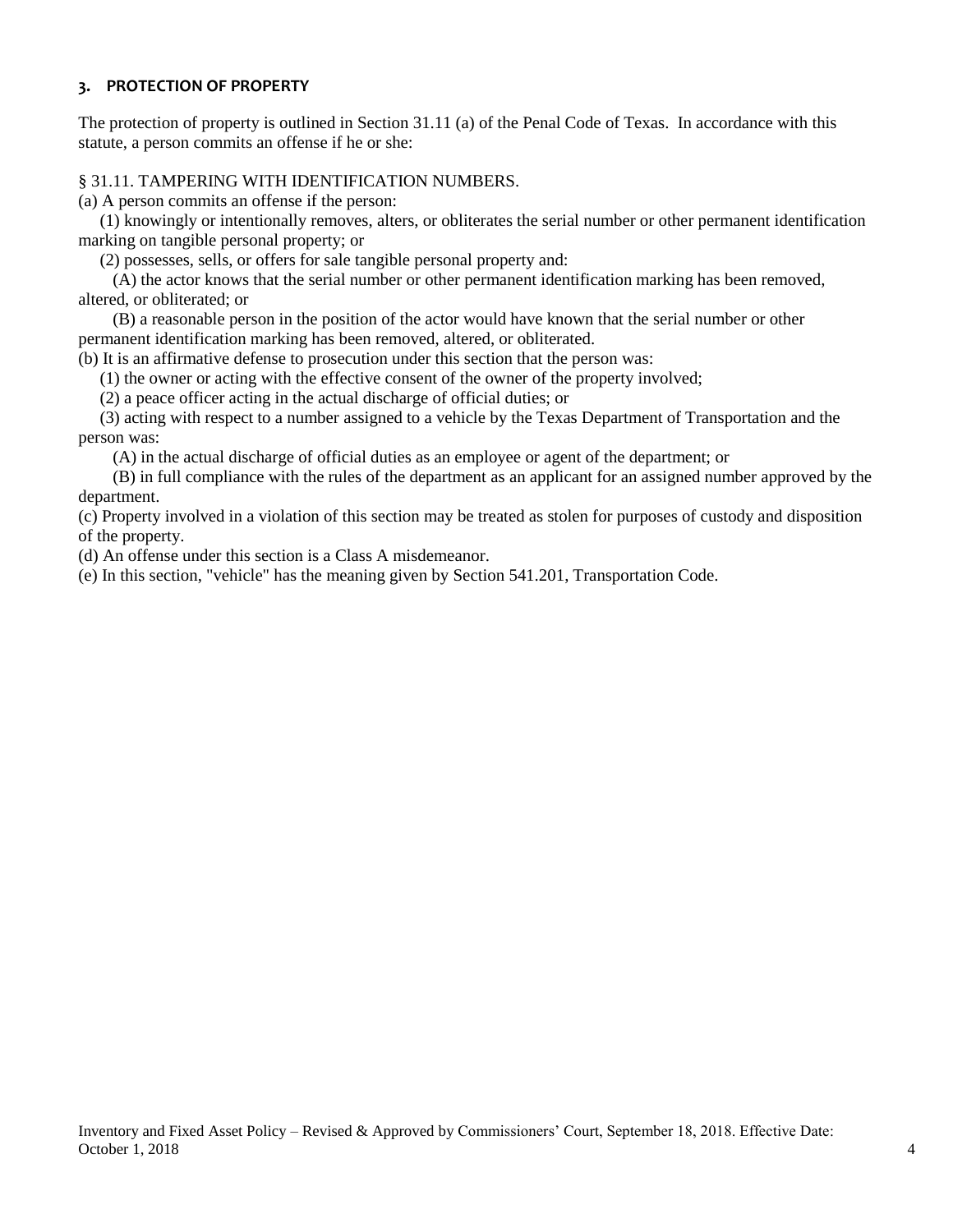## 3. PROTECTION OF PROPERTY

The protection of property is outlined in Section 31.11 (a) of the Penal Code of Texas. In accordance with this statute, a person commits an offense if he or she:

§ 31.11. TAMPERING WITH IDENTIFICATION NUMBERS.

(a) A person commits an offense if the person:

(1) knowingly or intentionally removes, alters, or obliterates the serial number or other permanent identification marking on tangible personal property; or

(2) possesses, sells, or offers for sale tangible personal property and:

(A) the actor knows that the serial number or other permanent identification marking has been removed, altered, or obliterated; or

(B) a reasonable person in the position of the actor would have known that the serial number or other permanent identification marking has been removed, altered, or obliterated.

(b) It is an affirmative defense to prosecution under this section that the person was:

(1) the owner or acting with the effective consent of the owner of the property involved;

(2) a peace officer acting in the actual discharge of official duties; or

(3) acting with respect to a number assigned to a vehicle by the Texas Department of Transportation and the person was:

(A) in the actual discharge of official duties as an employee or agent of the department; or

(B) in full compliance with the rules of the department as an applicant for an assigned number approved by the department.

(c) Property involved in a violation of this section may be treated as stolen for purposes of custody and disposition of the property.

(d) An offense under this section is a Class A misdemeanor.

(e) In this section, "vehicle" has the meaning given by Section 541.201, Transportation Code.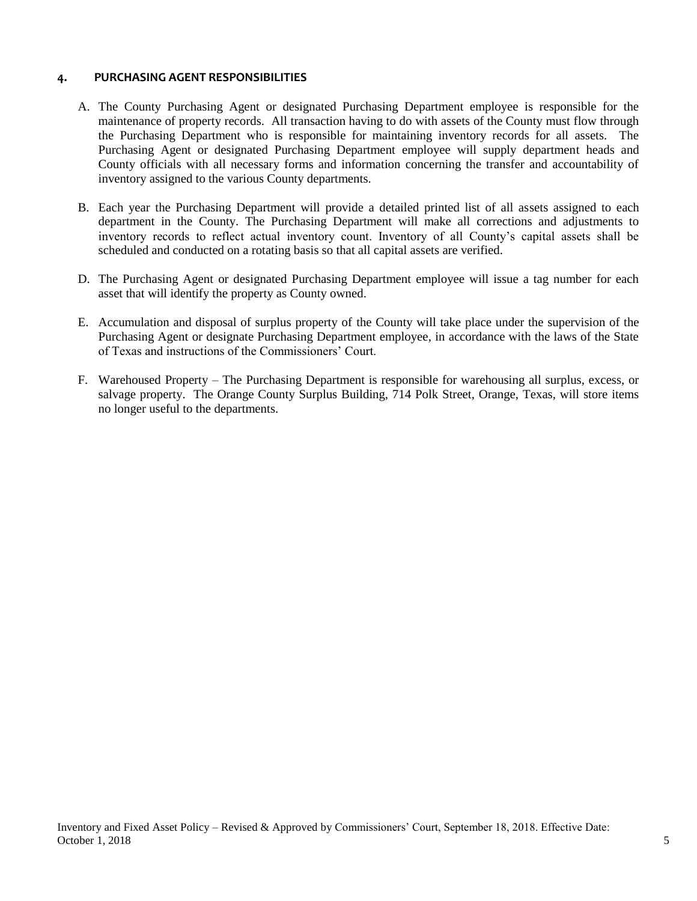## 4. PURCHASING AGENT RESPONSIBILITIES

A. The County Purchasing Agent or designated Purchasing Department employee is responsible for the maintenance of property records. All transaction having to do with assets of the County must flow through the Purchasing Department who is responsible for maintaining inventory records for all assets. The Purchasing Agent or designated Purchasing Department employee will supply department heads and County officials with all necessary forms and information concerning the transfer and accountability of inventory assigned to the various County departments.

B. Each year the Purchasing Department will provide a detailed printed list of all assets assigned to each department in the County. The Purchasing Department will make all corrections and adjustments to inventory records to reflect actual inventory count. Inventory of all County's capital assets shall be scheduled and conducted on a rotating basis so that all capital assets are verified.

D. The Purchasing Agent or designated Purchasing Department employee will issue a tag number for each asset that will identify the property as County owned.

E. Accumulation and disposal of surplus property of the County will take place under the supervision of the Purchasing Agent or designate Purchasing Department employee, in accordance with the laws of the State of Texas and instructions of the Commissioners' Court.

F. Warehoused Property – The Purchasing Department is responsible for warehousing all surplus, excess, or salvage property. The Orange County Surplus Building, 714 Polk Street, Orange, Texas, will store items no longer useful to the departments.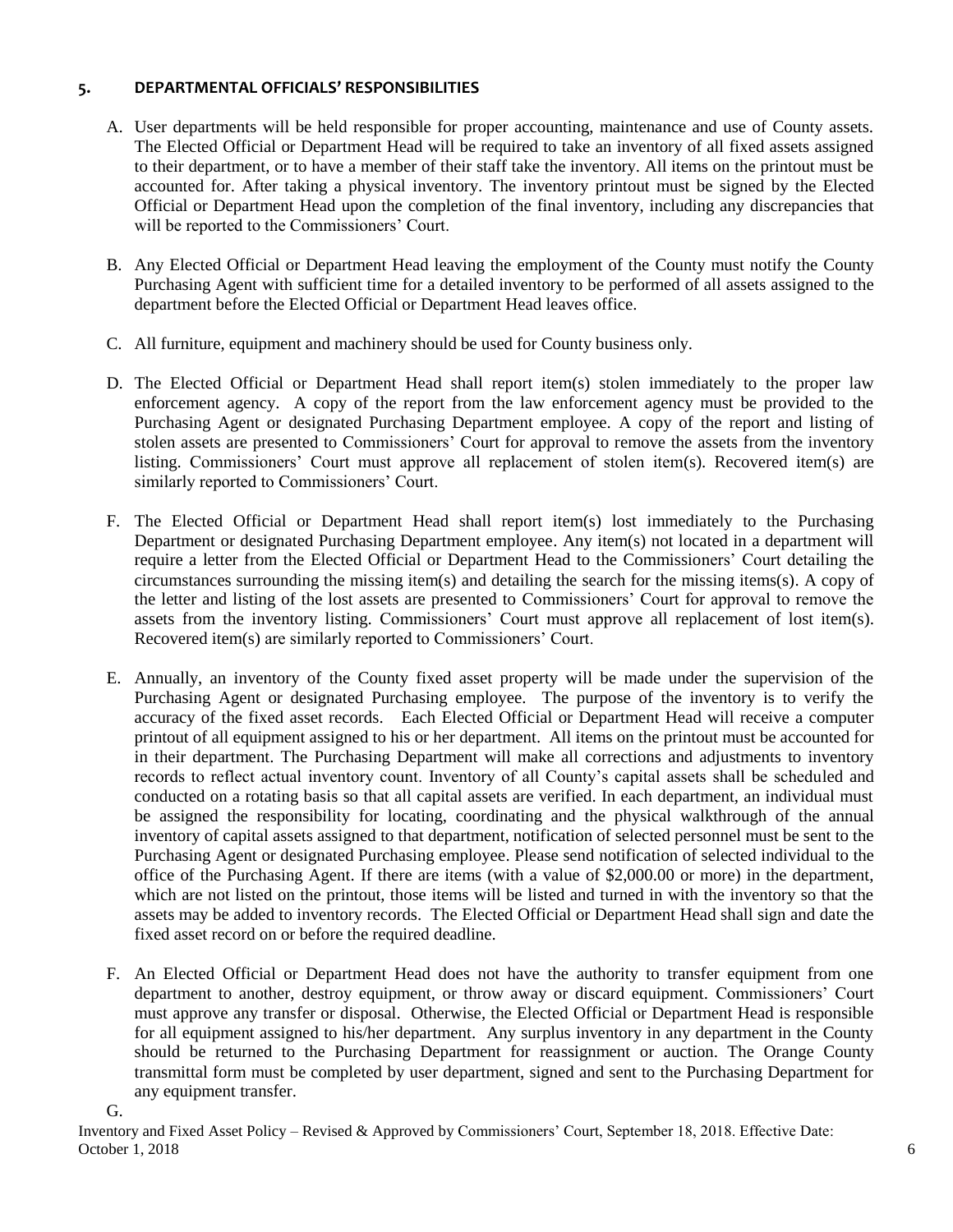## 5. DEPARTMENTAL OFFICIALS' RESPONSIBILITIES

A. User departments will be held responsible for proper accounting, maintenance and use of County assets. The Elected Official or Department Head will be required to take an inventory of all fixed assets assigned to their department, or to have a member of their staff take the inventory. All items on the printout must be accounted for. After taking a physical inventory. The inventory printout must be signed by the Elected Official or Department Head upon the completion of the final inventory, including any discrepancies that will be reported to the Commissioners' Court.

B. Any Elected Official or Department Head leaving the employment of the County must notify the County Purchasing Agent with sufficient time for a detailed inventory to be performed of all assets assigned to the department before the Elected Official or Department Head leaves office.

C. All furniture, equipment and machinery should be used for County business only.

D. The Elected Official or Department Head shall report item(s) stolen immediately to the proper law enforcement agency. A copy of the report from the law enforcement agency must be provided to the Purchasing Agent or designated Purchasing Department employee. A copy of the report and listing of stolen assets are presented to Commissioners' Court for approval to remove the assets from the inventory listing. Commissioners' Court must approve all replacement of stolen item(s). Recovered item(s) are similarly reported to Commissioners' Court.

F. The Elected Official or Department Head shall report item(s) lost immediately to the Purchasing Department or designated Purchasing Department employee. Any item(s) not located in a department will require a letter from the Elected Official or Department Head to the Commissioners' Court detailing the circumstances surrounding the missing item(s) and detailing the search for the missing items(s). A copy of the letter and listing of the lost assets are presented to Commissioners' Court for approval to remove the assets from the inventory listing. Commissioners' Court must approve all replacement of lost item(s). Recovered item(s) are similarly reported to Commissioners' Court.

E. Annually, an inventory of the County fixed asset property will be made under the supervision of the Purchasing Agent or designated Purchasing employee. The purpose of the inventory is to verify the accuracy of the fixed asset records. Each Elected Official or Department Head will receive a computer printout of all equipment assigned to his or her department. All items on the printout must be accounted for in their department. The Purchasing Department will make all corrections and adjustments to inventory records to reflect actual inventory count. Inventory of all County's capital assets shall be scheduled and conducted on a rotating basis so that all capital assets are verified. In each department, an individual must be assigned the responsibility for locating, coordinating and the physical walkthrough of the annual inventory of capital assets assigned to that department, notification of selected personnel must be sent to the Purchasing Agent or designated Purchasing employee. Please send notification of selected individual to the office of the Purchasing Agent. If there are items (with a value of $2,000.00 or more) in the department, which are not listed on the printout, those items will be listed and turned in with the inventory so that the assets may be added to inventory records. The Elected Official or Department Head shall sign and date the fixed asset record on or before the required deadline.

F. An Elected Official or Department Head does not have the authority to transfer equipment from one department to another, destroy equipment, or throw away or discard equipment. Commissioners' Court must approve any transfer or disposal. Otherwise, the Elected Official or Department Head is responsible for all equipment assigned to his/her department. Any surplus inventory in any department in the County should be returned to the Purchasing Department for reassignment or auction. The Orange County transmittal form must be completed by user department, signed and sent to the Purchasing Department for any equipment transfer.

G.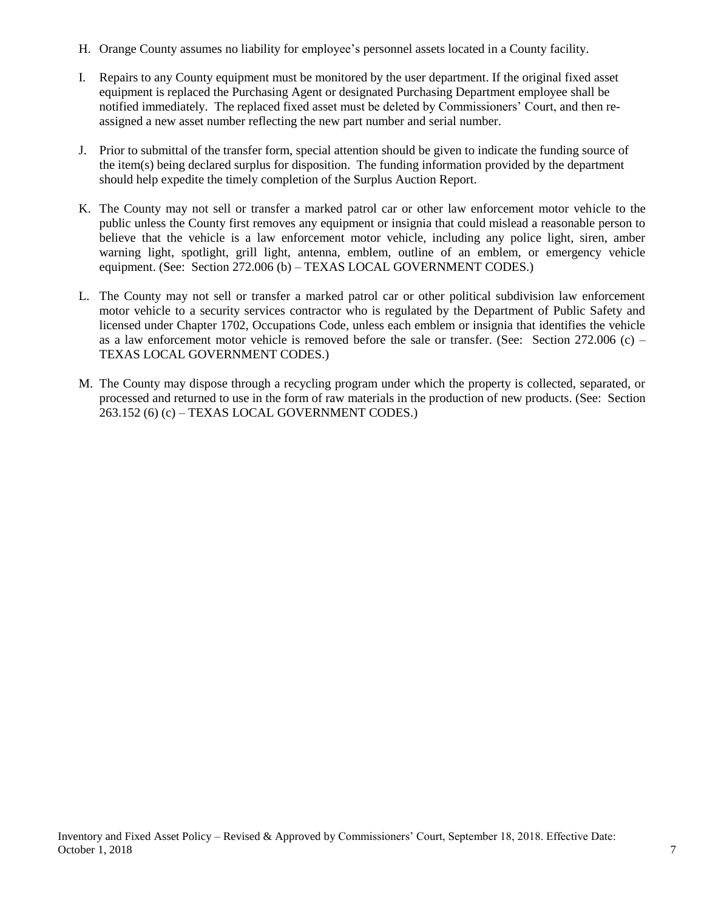H. Orange County assumes no liability for employee's personnel assets located in a County facility.

I. Repairs to any County equipment must be monitored by the user department. If the original fixed asset equipment is replaced the Purchasing Agent or designated Purchasing Department employee shall be notified immediately. The replaced fixed asset must be deleted by Commissioners' Court, and then re-assigned a new asset number reflecting the new part number and serial number.

J. Prior to submittal of the transfer form, special attention should be given to indicate the funding source of the item(s) being declared surplus for disposition. The funding information provided by the department should help expedite the timely completion of the Surplus Auction Report.

K. The County may not sell or transfer a marked patrol car or other law enforcement motor vehicle to the public unless the County first removes any equipment or insignia that could mislead a reasonable person to believe that the vehicle is a law enforcement motor vehicle, including any police light, siren, amber warning light, spotlight, grill light, antenna, emblem, outline of an emblem, or emergency vehicle equipment. (See: Section 272.006 (b) – TEXAS LOCAL GOVERNMENT CODES.)

L. The County may not sell or transfer a marked patrol car or other political subdivision law enforcement motor vehicle to a security services contractor who is regulated by the Department of Public Safety and licensed under Chapter 1702, Occupations Code, unless each emblem or insignia that identifies the vehicle as a law enforcement motor vehicle is removed before the sale or transfer. (See: Section 272.006 (c) – TEXAS LOCAL GOVERNMENT CODES.)

M. The County may dispose through a recycling program under which the property is collected, separated, or processed and returned to use in the form of raw materials in the production of new products. (See: Section 263.152 (6) (c) – TEXAS LOCAL GOVERNMENT CODES.)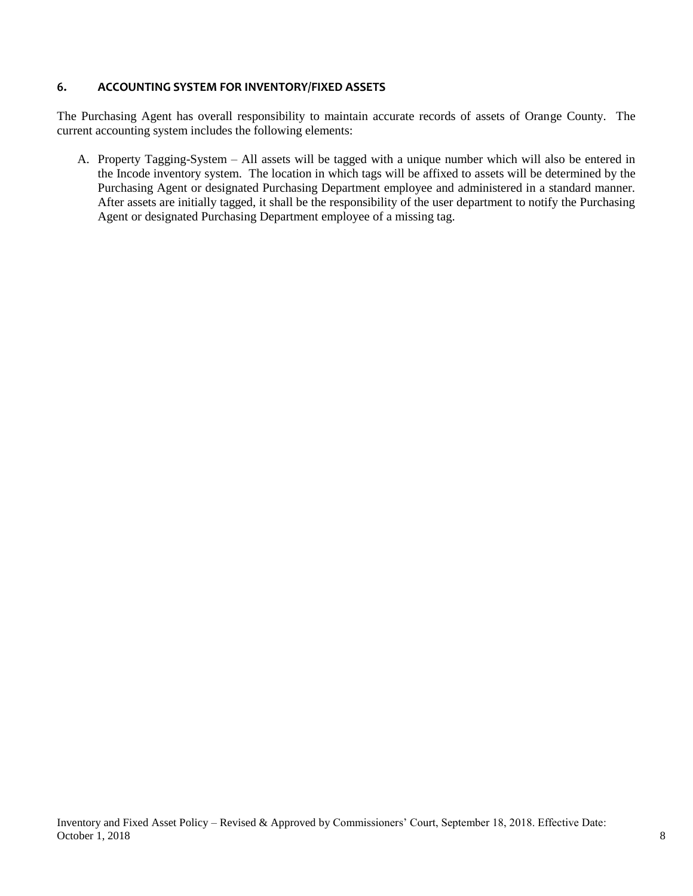## 6. ACCOUNTING SYSTEM FOR INVENTORY/FIXED ASSETS

The Purchasing Agent has overall responsibility to maintain accurate records of assets of Orange County. The current accounting system includes the following elements:

A. Property Tagging-System – All assets will be tagged with a unique number which will also be entered in the Incode inventory system. The location in which tags will be affixed to assets will be determined by the Purchasing Agent or designated Purchasing Department employee and administered in a standard manner. After assets are initially tagged, it shall be the responsibility of the user department to notify the Purchasing Agent or designated Purchasing Department employee of a missing tag.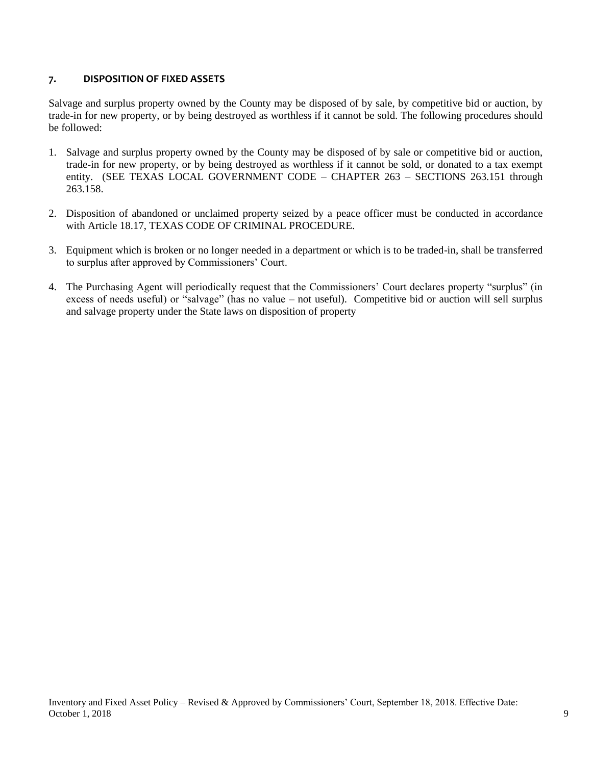## 7. DISPOSITION OF FIXED ASSETS

Salvage and surplus property owned by the County may be disposed of by sale, by competitive bid or auction, by trade-in for new property, or by being destroyed as worthless if it cannot be sold. The following procedures should be followed:

1. Salvage and surplus property owned by the County may be disposed of by sale or competitive bid or auction, trade-in for new property, or by being destroyed as worthless if it cannot be sold, or donated to a tax exempt entity. (SEE TEXAS LOCAL GOVERNMENT CODE – CHAPTER 263 – SECTIONS 263.151 through 263.158.

2. Disposition of abandoned or unclaimed property seized by a peace officer must be conducted in accordance with Article 18.17, TEXAS CODE OF CRIMINAL PROCEDURE.

3. Equipment which is broken or no longer needed in a department or which is to be traded-in, shall be transferred to surplus after approved by Commissioners' Court.

4. The Purchasing Agent will periodically request that the Commissioners' Court declares property "surplus" (in excess of needs useful) or "salvage" (has no value – not useful). Competitive bid or auction will sell surplus and salvage property under the State laws on disposition of property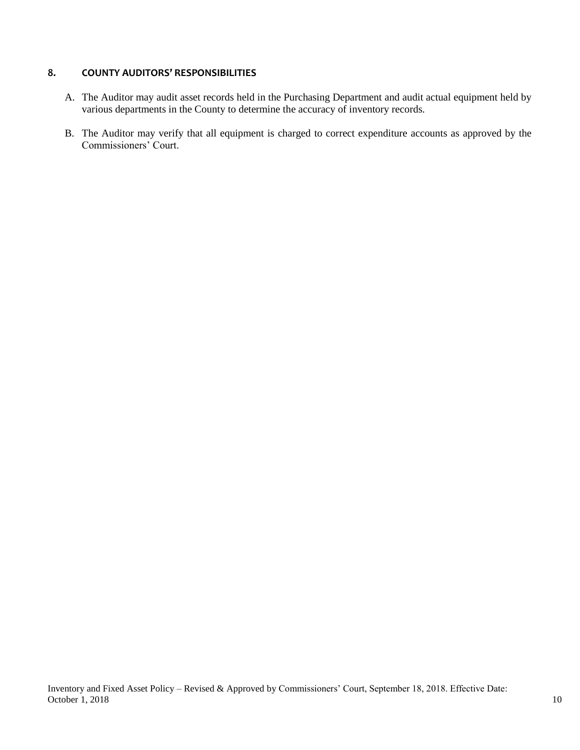## 8. COUNTY AUDITORS' RESPONSIBILITIES

A. The Auditor may audit asset records held in the Purchasing Department and audit actual equipment held by various departments in the County to determine the accuracy of inventory records.

B. The Auditor may verify that all equipment is charged to correct expenditure accounts as approved by the Commissioners' Court.